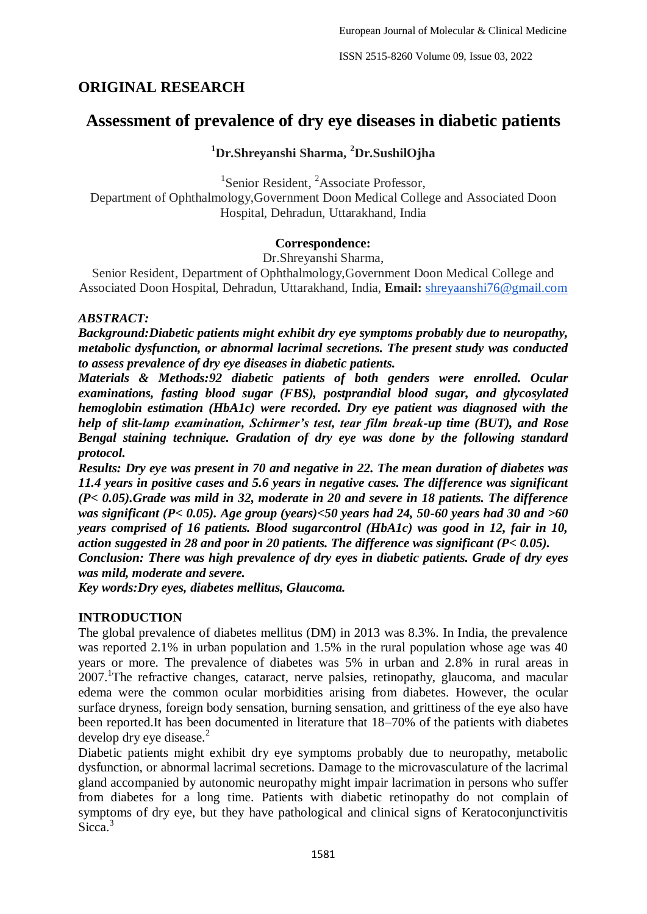## ORIGINAL RESEARCH

# Assessment of prevalence of dry eye diseases in diabetic patients

**[1]Dr.Shreyanshi Sharma, [2]Dr.SushilOjha**

[1]Senior Resident, [2]Associate Professor,
Department of Ophthalmology,Government Doon Medical College and Associated Doon Hospital, Dehradun, Uttarakhand, India

**Correspondence:**
Dr.Shreyanshi Sharma,
Senior Resident, Department of Ophthalmology,Government Doon Medical College and Associated Doon Hospital, Dehradun, Uttarakhand, India, **Email:** shreyaanshi76@gmail.com

***ABSTRACT:***

***Background:Diabetic patients might exhibit dry eye symptoms probably due to neuropathy, metabolic dysfunction, or abnormal lacrimal secretions. The present study was conducted to assess prevalence of dry eye diseases in diabetic patients.***

***Materials & Methods:92 diabetic patients of both genders were enrolled. Ocular examinations, fasting blood sugar (FBS), postprandial blood sugar, and glycosylated hemoglobin estimation (HbA1c) were recorded. Dry eye patient was diagnosed with the help of slit-lamp examination, Schirmer's test, tear film break-up time (BUT), and Rose Bengal staining technique. Gradation of dry eye was done by the following standard protocol.***

***Results: Dry eye was present in 70 and negative in 22. The mean duration of diabetes was 11.4 years in positive cases and 5.6 years in negative cases. The difference was significant (P< 0.05).Grade was mild in 32, moderate in 20 and severe in 18 patients. The difference was significant (P< 0.05). Age group (years)<50 years had 24, 50-60 years had 30 and >60 years comprised of 16 patients. Blood sugarcontrol (HbA1c) was good in 12, fair in 10, action suggested in 28 and poor in 20 patients. The difference was significant (P< 0.05).***

***Conclusion: There was high prevalence of dry eyes in diabetic patients. Grade of dry eyes was mild, moderate and severe.***

***Key words:Dry eyes, diabetes mellitus, Glaucoma.***

## INTRODUCTION

The global prevalence of diabetes mellitus (DM) in 2013 was 8.3%. In India, the prevalence was reported 2.1% in urban population and 1.5% in the rural population whose age was 40 years or more. The prevalence of diabetes was 5% in urban and 2.8% in rural areas in 2007.[1]The refractive changes, cataract, nerve palsies, retinopathy, glaucoma, and macular edema were the common ocular morbidities arising from diabetes. However, the ocular surface dryness, foreign body sensation, burning sensation, and grittiness of the eye also have been reported.It has been documented in literature that 18–70% of the patients with diabetes develop dry eye disease.[2]

Diabetic patients might exhibit dry eye symptoms probably due to neuropathy, metabolic dysfunction, or abnormal lacrimal secretions. Damage to the microvasculature of the lacrimal gland accompanied by autonomic neuropathy might impair lacrimation in persons who suffer from diabetes for a long time. Patients with diabetic retinopathy do not complain of symptoms of dry eye, but they have pathological and clinical signs of Keratoconjunctivitis Sicca.[3]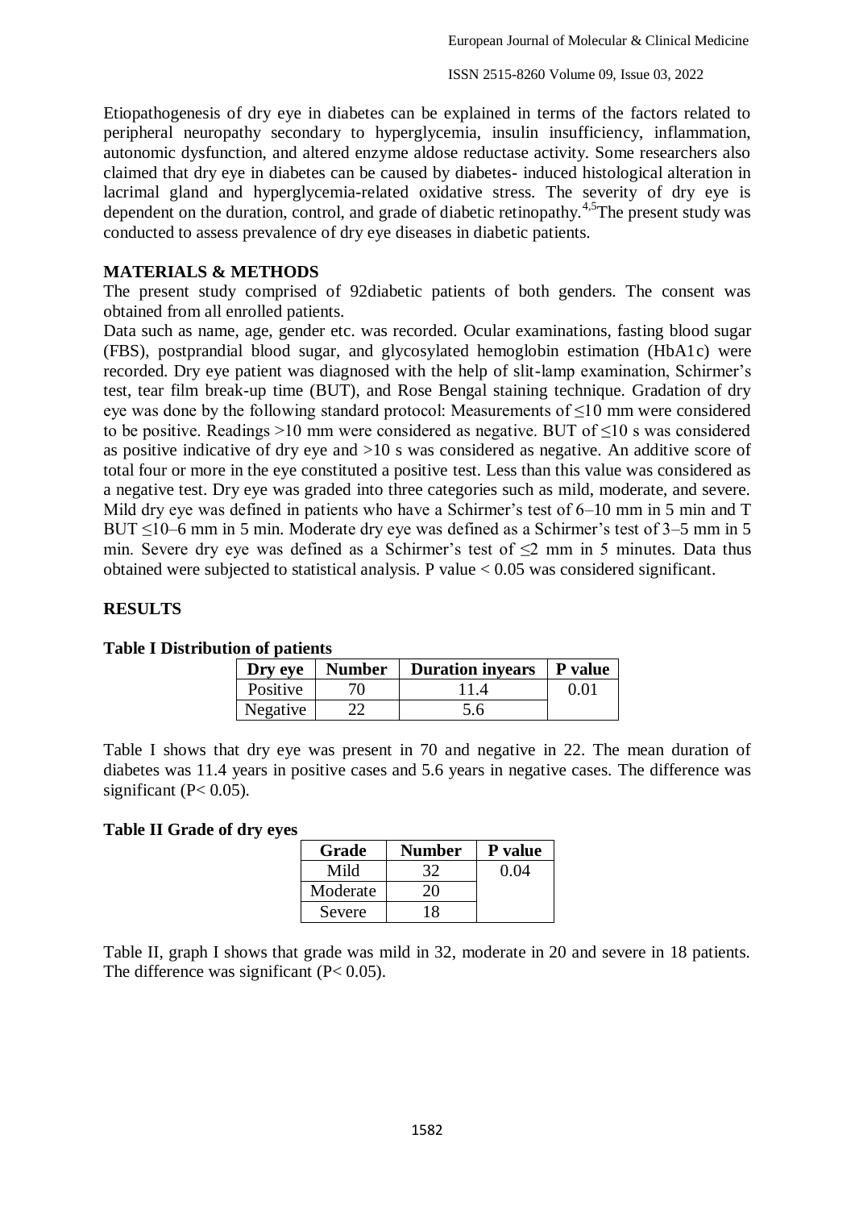Etiopathogenesis of dry eye in diabetes can be explained in terms of the factors related to peripheral neuropathy secondary to hyperglycemia, insulin insufficiency, inflammation, autonomic dysfunction, and altered enzyme aldose reductase activity. Some researchers also claimed that dry eye in diabetes can be caused by diabetes- induced histological alteration in lacrimal gland and hyperglycemia-related oxidative stress. The severity of dry eye is dependent on the duration, control, and grade of diabetic retinopathy.[4,5]The present study was conducted to assess prevalence of dry eye diseases in diabetic patients.

## MATERIALS & METHODS

The present study comprised of 92diabetic patients of both genders. The consent was obtained from all enrolled patients.

Data such as name, age, gender etc. was recorded. Ocular examinations, fasting blood sugar (FBS), postprandial blood sugar, and glycosylated hemoglobin estimation (HbA1c) were recorded. Dry eye patient was diagnosed with the help of slit-lamp examination, Schirmer's test, tear film break-up time (BUT), and Rose Bengal staining technique. Gradation of dry eye was done by the following standard protocol: Measurements of ≤10 mm were considered to be positive. Readings >10 mm were considered as negative. BUT of ≤10 s was considered as positive indicative of dry eye and >10 s was considered as negative. An additive score of total four or more in the eye constituted a positive test. Less than this value was considered as a negative test. Dry eye was graded into three categories such as mild, moderate, and severe. Mild dry eye was defined in patients who have a Schirmer's test of 6–10 mm in 5 min and T BUT ≤10–6 mm in 5 min. Moderate dry eye was defined as a Schirmer's test of 3–5 mm in 5 min. Severe dry eye was defined as a Schirmer's test of ≤2 mm in 5 minutes. Data thus obtained were subjected to statistical analysis. P value < 0.05 was considered significant.

## RESULTS

**Table I Distribution of patients**

| Dry eye | Number | Duration inyears | P value |
|---|---|---|---|
| Positive | 70 | 11.4 | 0.01 |
| Negative | 22 | 5.6 | |

Table I shows that dry eye was present in 70 and negative in 22. The mean duration of diabetes was 11.4 years in positive cases and 5.6 years in negative cases. The difference was significant (P< 0.05).

**Table II Grade of dry eyes**

| Grade | Number | P value |
|---|---|---|
| Mild | 32 | 0.04 |
| Moderate | 20 | |
| Severe | 18 | |

Table II, graph I shows that grade was mild in 32, moderate in 20 and severe in 18 patients. The difference was significant (P< 0.05).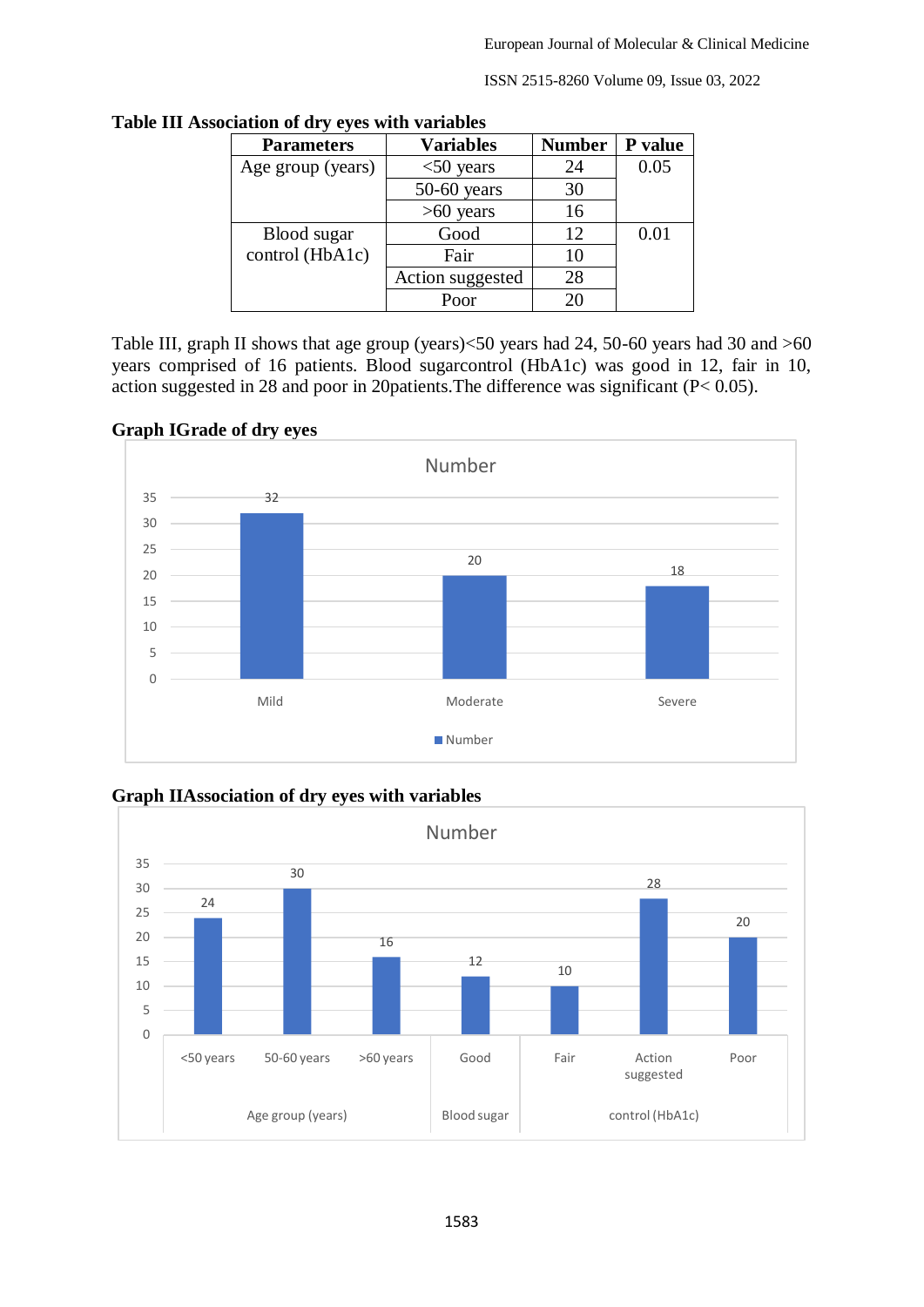**Table III Association of dry eyes with variables**

| Parameters | Variables | Number | P value |
|---|---|---|---|
| Age group (years) | <50 years | 24 | 0.05 |
| | 50-60 years | 30 | |
| | >60 years | 16 | |
| Blood sugar control (HbA1c) | Good | 12 | 0.01 |
| | Fair | 10 | |
| | Action suggested | 28 | |
| | Poor | 20 | |

Table III, graph II shows that age group (years)<50 years had 24, 50-60 years had 30 and >60 years comprised of 16 patients. Blood sugarcontrol (HbA1c) was good in 12, fair in 10, action suggested in 28 and poor in 20patients.The difference was significant ($P < 0.05$).

**Graph IGrade of dry eyes**

Number

| | Number |
|---|---|
| Mild | 32 |
| Moderate | 20 |
| Severe | 18 |

**Graph IIAssociation of dry eyes with variables**

Number

| Parameter | Variable | Number |
|---|---|---|
| Age group (years) | <50 years | 24 |
| | 50-60 years | 30 |
| | >60 years | 16 |
| Blood sugar control (HbA1c) | Good | 12 |
| | Fair | 10 |
| | Action suggested | 28 |
| | Poor | 20 |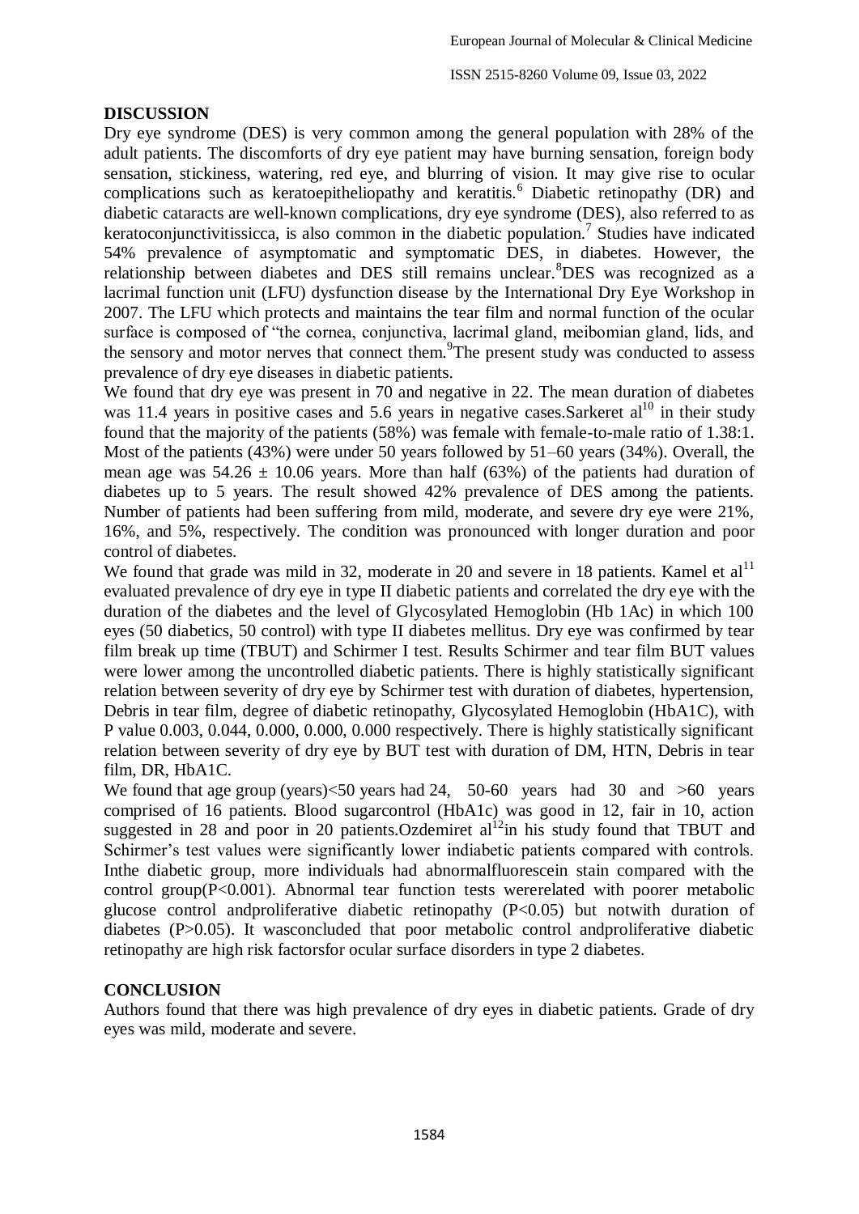## DISCUSSION

Dry eye syndrome (DES) is very common among the general population with 28% of the adult patients. The discomforts of dry eye patient may have burning sensation, foreign body sensation, stickiness, watering, red eye, and blurring of vision. It may give rise to ocular complications such as keratoepitheliopathy and keratitis.[6] Diabetic retinopathy (DR) and diabetic cataracts are well-known complications, dry eye syndrome (DES), also referred to as keratoconjunctivitissicca, is also common in the diabetic population.[7] Studies have indicated 54% prevalence of asymptomatic and symptomatic DES, in diabetes. However, the relationship between diabetes and DES still remains unclear.[8]DES was recognized as a lacrimal function unit (LFU) dysfunction disease by the International Dry Eye Workshop in 2007. The LFU which protects and maintains the tear film and normal function of the ocular surface is composed of "the cornea, conjunctiva, lacrimal gland, meibomian gland, lids, and the sensory and motor nerves that connect them.[9]The present study was conducted to assess prevalence of dry eye diseases in diabetic patients.

We found that dry eye was present in 70 and negative in 22. The mean duration of diabetes was 11.4 years in positive cases and 5.6 years in negative cases.Sarkeret al[10] in their study found that the majority of the patients (58%) was female with female-to-male ratio of 1.38:1. Most of the patients (43%) were under 50 years followed by 51–60 years (34%). Overall, the mean age was $54.26 \pm 10.06$ years. More than half (63%) of the patients had duration of diabetes up to 5 years. The result showed 42% prevalence of DES among the patients. Number of patients had been suffering from mild, moderate, and severe dry eye were 21%, 16%, and 5%, respectively. The condition was pronounced with longer duration and poor control of diabetes.

We found that grade was mild in 32, moderate in 20 and severe in 18 patients. Kamel et al[11] evaluated prevalence of dry eye in type II diabetic patients and correlated the dry eye with the duration of the diabetes and the level of Glycosylated Hemoglobin (Hb 1Ac) in which 100 eyes (50 diabetics, 50 control) with type II diabetes mellitus. Dry eye was confirmed by tear film break up time (TBUT) and Schirmer I test. Results Schirmer and tear film BUT values were lower among the uncontrolled diabetic patients. There is highly statistically significant relation between severity of dry eye by Schirmer test with duration of diabetes, hypertension, Debris in tear film, degree of diabetic retinopathy, Glycosylated Hemoglobin (HbA1C), with P value 0.003, 0.044, 0.000, 0.000, 0.000 respectively. There is highly statistically significant relation between severity of dry eye by BUT test with duration of DM, HTN, Debris in tear film, DR, HbA1C.

We found that age group (years)<50 years had 24, 50-60 years had 30 and >60 years comprised of 16 patients. Blood sugarcontrol (HbA1c) was good in 12, fair in 10, action suggested in 28 and poor in 20 patients.Ozdemiret al[12]in his study found that TBUT and Schirmer's test values were significantly lower indiabetic patients compared with controls. Inthe diabetic group, more individuals had abnormalfluorescein stain compared with the control group($P<0.001$). Abnormal tear function tests wererelated with poorer metabolic glucose control andproliferative diabetic retinopathy ($P<0.05$) but notwith duration of diabetes ($P>0.05$). It wasconcluded that poor metabolic control andproliferative diabetic retinopathy are high risk factorsfor ocular surface disorders in type 2 diabetes.

## CONCLUSION

Authors found that there was high prevalence of dry eyes in diabetic patients. Grade of dry eyes was mild, moderate and severe.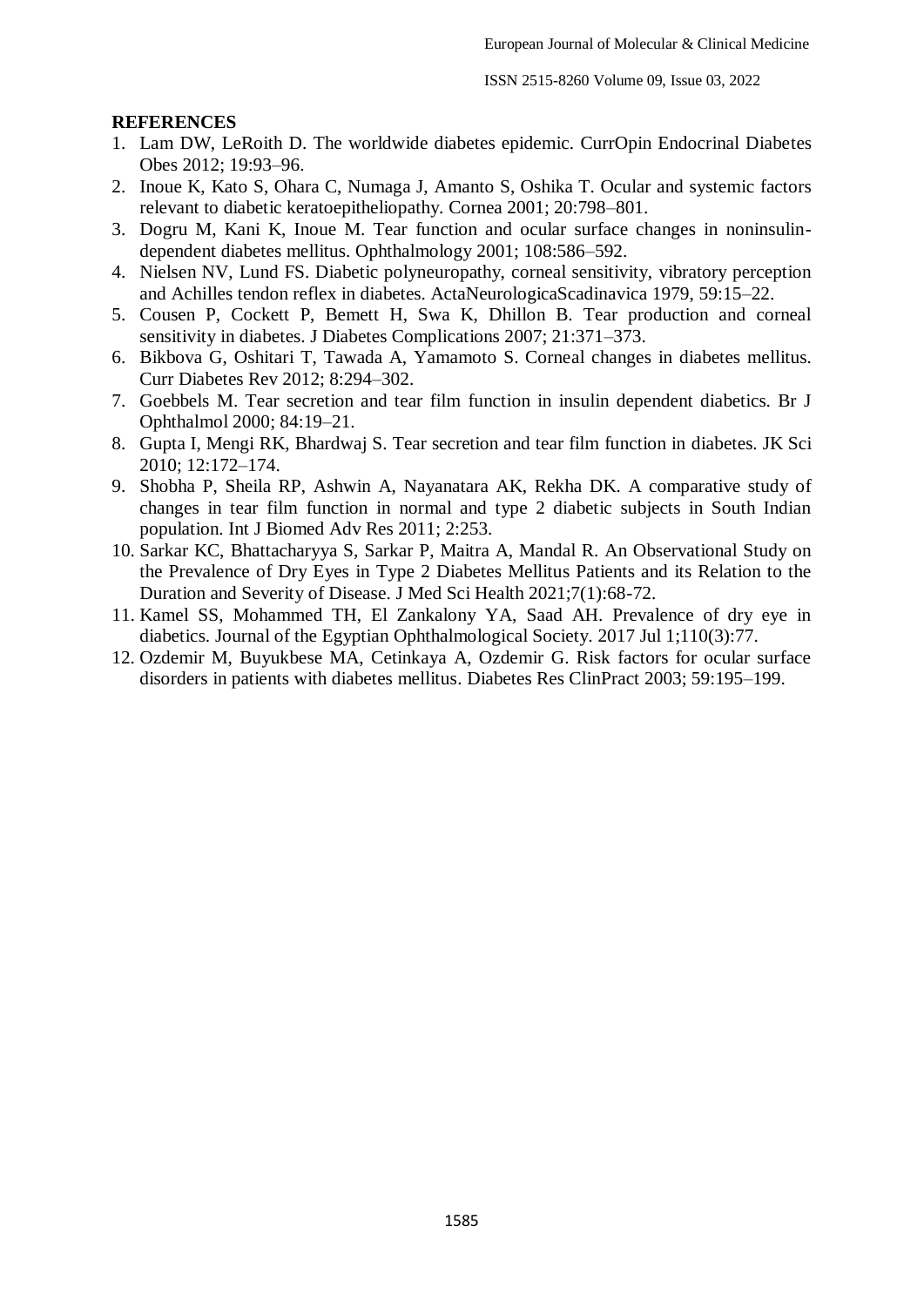## REFERENCES

1. Lam DW, LeRoith D. The worldwide diabetes epidemic. CurrOpin Endocrinal Diabetes Obes 2012; 19:93–96.
2. Inoue K, Kato S, Ohara C, Numaga J, Amanto S, Oshika T. Ocular and systemic factors relevant to diabetic keratoepitheliopathy. Cornea 2001; 20:798–801.
3. Dogru M, Kani K, Inoue M. Tear function and ocular surface changes in noninsulin-dependent diabetes mellitus. Ophthalmology 2001; 108:586–592.
4. Nielsen NV, Lund FS. Diabetic polyneuropathy, corneal sensitivity, vibratory perception and Achilles tendon reflex in diabetes. ActaNeurologicaScadinavica 1979, 59:15–22.
5. Cousen P, Cockett P, Bemett H, Swa K, Dhillon B. Tear production and corneal sensitivity in diabetes. J Diabetes Complications 2007; 21:371–373.
6. Bikbova G, Oshitari T, Tawada A, Yamamoto S. Corneal changes in diabetes mellitus. Curr Diabetes Rev 2012; 8:294–302.
7. Goebbels M. Tear secretion and tear film function in insulin dependent diabetics. Br J Ophthalmol 2000; 84:19–21.
8. Gupta I, Mengi RK, Bhardwaj S. Tear secretion and tear film function in diabetes. JK Sci 2010; 12:172–174.
9. Shobha P, Sheila RP, Ashwin A, Nayanatara AK, Rekha DK. A comparative study of changes in tear film function in normal and type 2 diabetic subjects in South Indian population. Int J Biomed Adv Res 2011; 2:253.
10. Sarkar KC, Bhattacharyya S, Sarkar P, Maitra A, Mandal R. An Observational Study on the Prevalence of Dry Eyes in Type 2 Diabetes Mellitus Patients and its Relation to the Duration and Severity of Disease. J Med Sci Health 2021;7(1):68-72.
11. Kamel SS, Mohammed TH, El Zankalony YA, Saad AH. Prevalence of dry eye in diabetics. Journal of the Egyptian Ophthalmological Society. 2017 Jul 1;110(3):77.
12. Ozdemir M, Buyukbese MA, Cetinkaya A, Ozdemir G. Risk factors for ocular surface disorders in patients with diabetes mellitus. Diabetes Res ClinPract 2003; 59:195–199.